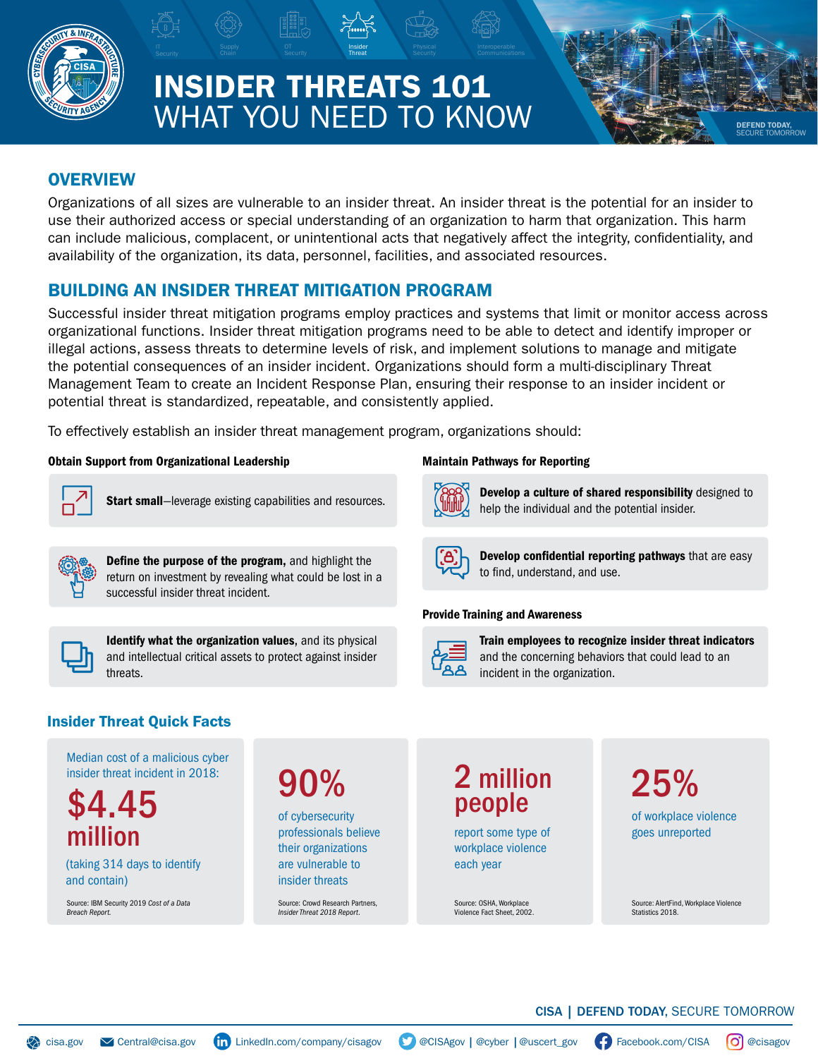# INSIDER THREATS 101
# WHAT YOU NEED TO KNOW

## OVERVIEW

Organizations of all sizes are vulnerable to an insider threat. An insider threat is the potential for an insider to use their authorized access or special understanding of an organization to harm that organization. This harm can include malicious, complacent, or unintentional acts that negatively affect the integrity, confidentiality, and availability of the organization, its data, personnel, facilities, and associated resources.

## BUILDING AN INSIDER THREAT MITIGATION PROGRAM

Successful insider threat mitigation programs employ practices and systems that limit or monitor access across organizational functions. Insider threat mitigation programs need to be able to detect and identify improper or illegal actions, assess threats to determine levels of risk, and implement solutions to manage and mitigate the potential consequences of an insider incident. Organizations should form a multi-disciplinary Threat Management Team to create an Incident Response Plan, ensuring their response to an insider incident or potential threat is standardized, repeatable, and consistently applied.

To effectively establish an insider threat management program, organizations should:

### Obtain Support from Organizational Leadership

- **Start small**—leverage existing capabilities and resources.
- **Define the purpose of the program,** and highlight the return on investment by revealing what could be lost in a successful insider threat incident.
- **Identify what the organization values**, and its physical and intellectual critical assets to protect against insider threats.

### Maintain Pathways for Reporting

- **Develop a culture of shared responsibility** designed to help the individual and the potential insider.
- **Develop confidential reporting pathways** that are easy to find, understand, and use.

### Provide Training and Awareness

- **Train employees to recognize insider threat indicators** and the concerning behaviors that could lead to an incident in the organization.

## Insider Threat Quick Facts

**Median cost of a malicious cyber insider threat incident in 2018: $4.45 million** (taking 314 days to identify and contain)

Source: IBM Security 2019 *Cost of a Data Breach Report.*

**90%** of cybersecurity professionals believe their organizations are vulnerable to insider threats

Source: Crowd Research Partners, *Insider Threat 2018 Report.*

**2 million people** report some type of workplace violence each year

Source: OSHA, Workplace Violence Fact Sheet, 2002.

**25%** of workplace violence goes unreported

Source: AlertFind, Workplace Violence Statistics 2018.

CISA | DEFEND TODAY, SECURE TOMORROW

cisa.gov | Central@cisa.gov | LinkedIn.com/company/cisagov | @CISAgov | @cyber | @uscert_gov | Facebook.com/CISA | @cisagov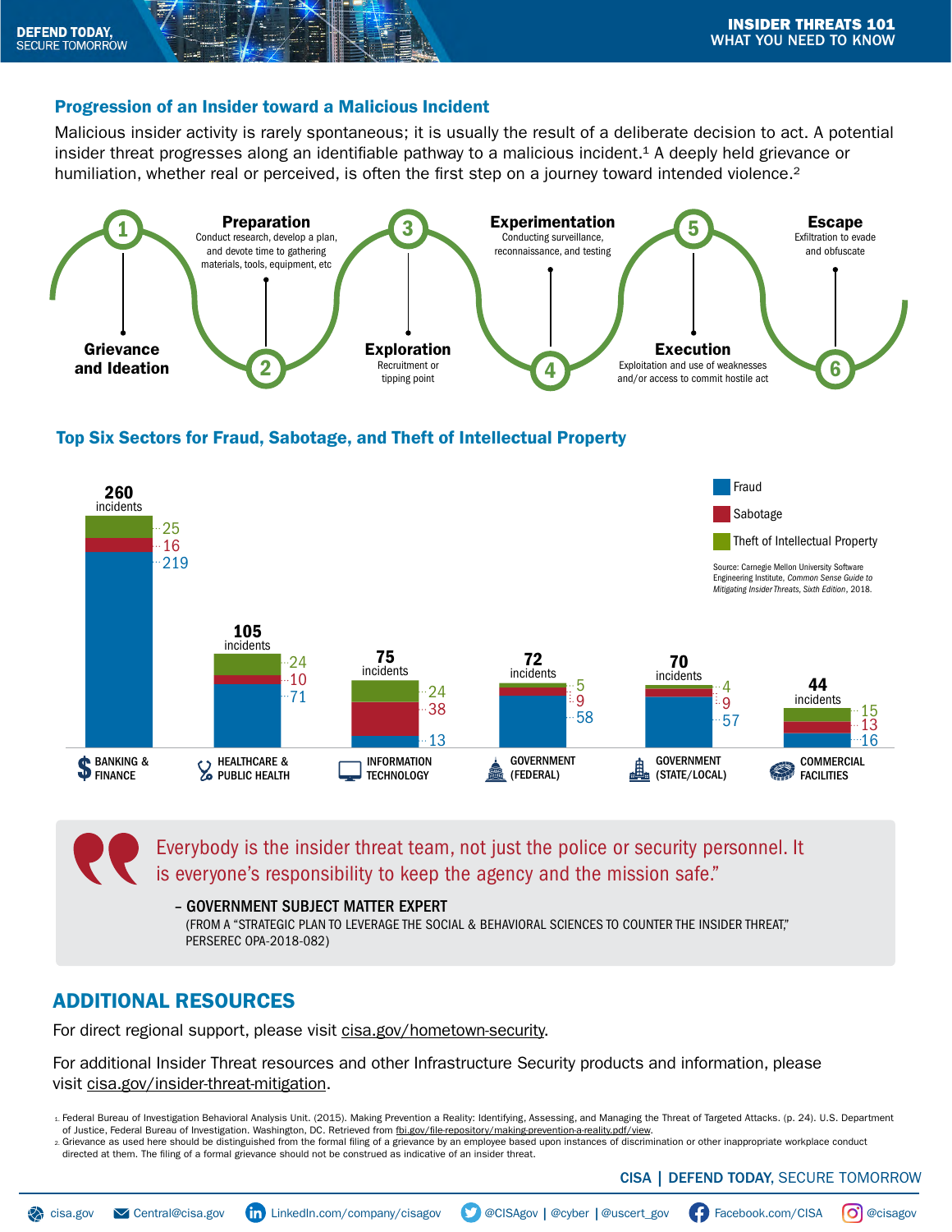## Progression of an Insider toward a Malicious Incident

Malicious insider activity is rarely spontaneous; it is usually the result of a deliberate decision to act. A potential insider threat progresses along an identifiable pathway to a malicious incident.[1] A deeply held grievance or humiliation, whether real or perceived, is often the first step on a journey toward intended violence.[2]

1 **Grievance and Ideation**

2 **Preparation** Conduct research, develop a plan, and devote time to gathering materials, tools, equipment, etc

3 **Exploration** Recruitment or tipping point

4 **Experimentation** Conducting surveillance, reconnaissance, and testing

5 **Execution** Exploitation and use of weaknesses and/or access to commit hostile act

6 **Escape** Exfiltration to evade and obfuscate

## Top Six Sectors for Fraud, Sabotage, and Theft of Intellectual Property

Fraud
Sabotage
Theft of Intellectual Property

Source: Carnegie Mellon University Software Engineering Institute, *Common Sense Guide to Mitigating Insider Threats, Sixth Edition*, 2018.

BANKING & FINANCE
260 incidents
25
16
219

HEALTHCARE & PUBLIC HEALTH
105 incidents
24
10
71

INFORMATION TECHNOLOGY
75 incidents
24
38
13

GOVERNMENT (FEDERAL)
72 incidents
5
9
58

GOVERNMENT (STATE/LOCAL)
70 incidents
4
9
57

COMMERCIAL FACILITIES
44 incidents
15
13
16

> Everybody is the insider threat team, not just the police or security personnel. It is everyone's responsibility to keep the agency and the mission safe."
>
> – GOVERNMENT SUBJECT MATTER EXPERT
> (FROM A "STRATEGIC PLAN TO LEVERAGE THE SOCIAL & BEHAVIORAL SCIENCES TO COUNTER THE INSIDER THREAT," PERSEREC OPA-2018-082)

## ADDITIONAL RESOURCES

For direct regional support, please visit cisa.gov/hometown-security.

For additional Insider Threat resources and other Infrastructure Security products and information, please visit cisa.gov/insider-threat-mitigation.

1. Federal Bureau of Investigation Behavioral Analysis Unit. (2015). Making Prevention a Reality: Identifying, Assessing, and Managing the Threat of Targeted Attacks. (p. 24). U.S. Department of Justice, Federal Bureau of Investigation. Washington, DC. Retrieved from fbi.gov/file-repository/making-prevention-a-reality.pdf/view.
2. Grievance as used here should be distinguished from the formal filing of a grievance by an employee based upon instances of discrimination or other inappropriate workplace conduct directed at them. The filing of a formal grievance should not be construed as indicative of an insider threat.

CISA | DEFEND TODAY, SECURE TOMORROW

cisa.gov | Central@cisa.gov | LinkedIn.com/company/cisagov | @CISAgov | @cyber | @uscert_gov | Facebook.com/CISA | @cisagov